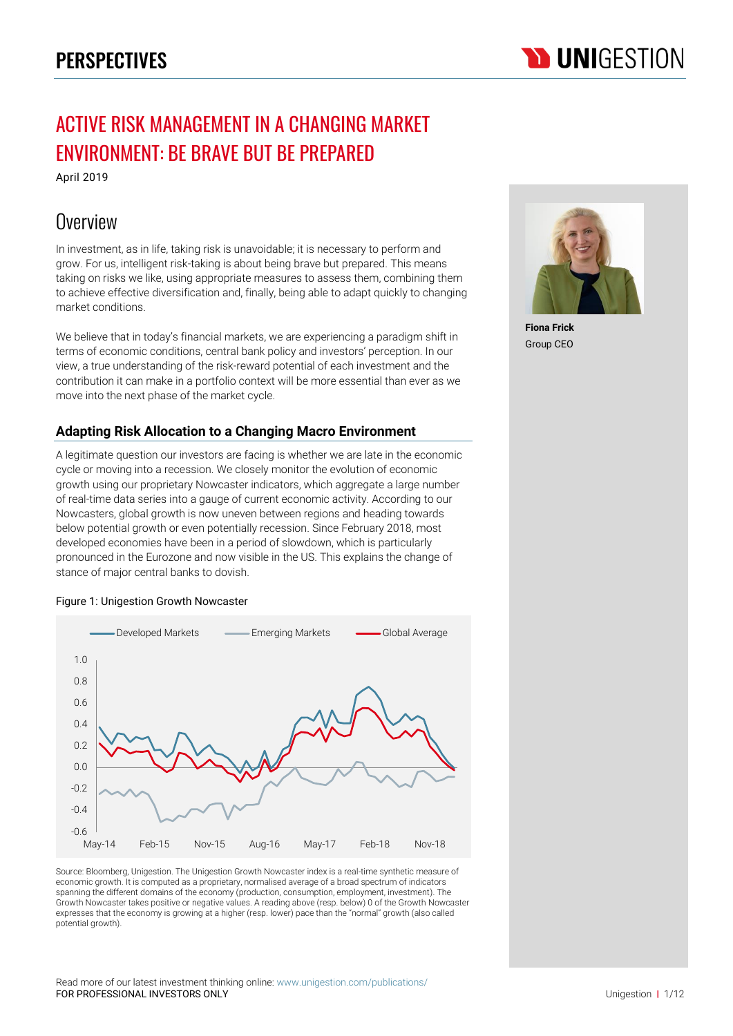# ACTIVE RISK MANAGEMENT IN A CHANGING MARKET ENVIRONMENT: BE BRAVE BUT BE PREPARED

April 2019

**Fiona Frick**
Group CEO

## Overview

In investment, as in life, taking risk is unavoidable; it is necessary to perform and grow. For us, intelligent risk-taking is about being brave but prepared. This means taking on risks we like, using appropriate measures to assess them, combining them to achieve effective diversification and, finally, being able to adapt quickly to changing market conditions.

We believe that in today's financial markets, we are experiencing a paradigm shift in terms of economic conditions, central bank policy and investors' perception. In our view, a true understanding of the risk-reward potential of each investment and the contribution it can make in a portfolio context will be more essential than ever as we move into the next phase of the market cycle.

### Adapting Risk Allocation to a Changing Macro Environment

A legitimate question our investors are facing is whether we are late in the economic cycle or moving into a recession. We closely monitor the evolution of economic growth using our proprietary Nowcaster indicators, which aggregate a large number of real-time data series into a gauge of current economic activity. According to our Nowcasters, global growth is now uneven between regions and heading towards below potential growth or even potentially recession. Since February 2018, most developed economies have been in a period of slowdown, which is particularly pronounced in the Eurozone and now visible in the US. This explains the change of stance of major central banks to dovish.

Figure 1: Unigestion Growth Nowcaster

Source: Bloomberg, Unigestion. The Unigestion Growth Nowcaster index is a real-time synthetic measure of economic growth. It is computed as a proprietary, normalised average of a broad spectrum of indicators spanning the different domains of the economy (production, consumption, employment, investment). The Growth Nowcaster takes positive or negative values. A reading above (resp. below) 0 of the Growth Nowcaster expresses that the economy is growing at a higher (resp. lower) pace than the "normal" growth (also called potential growth).

Read more of our latest investment thinking online: www.unigestion.com/publications/
FOR PROFESSIONAL INVESTORS ONLY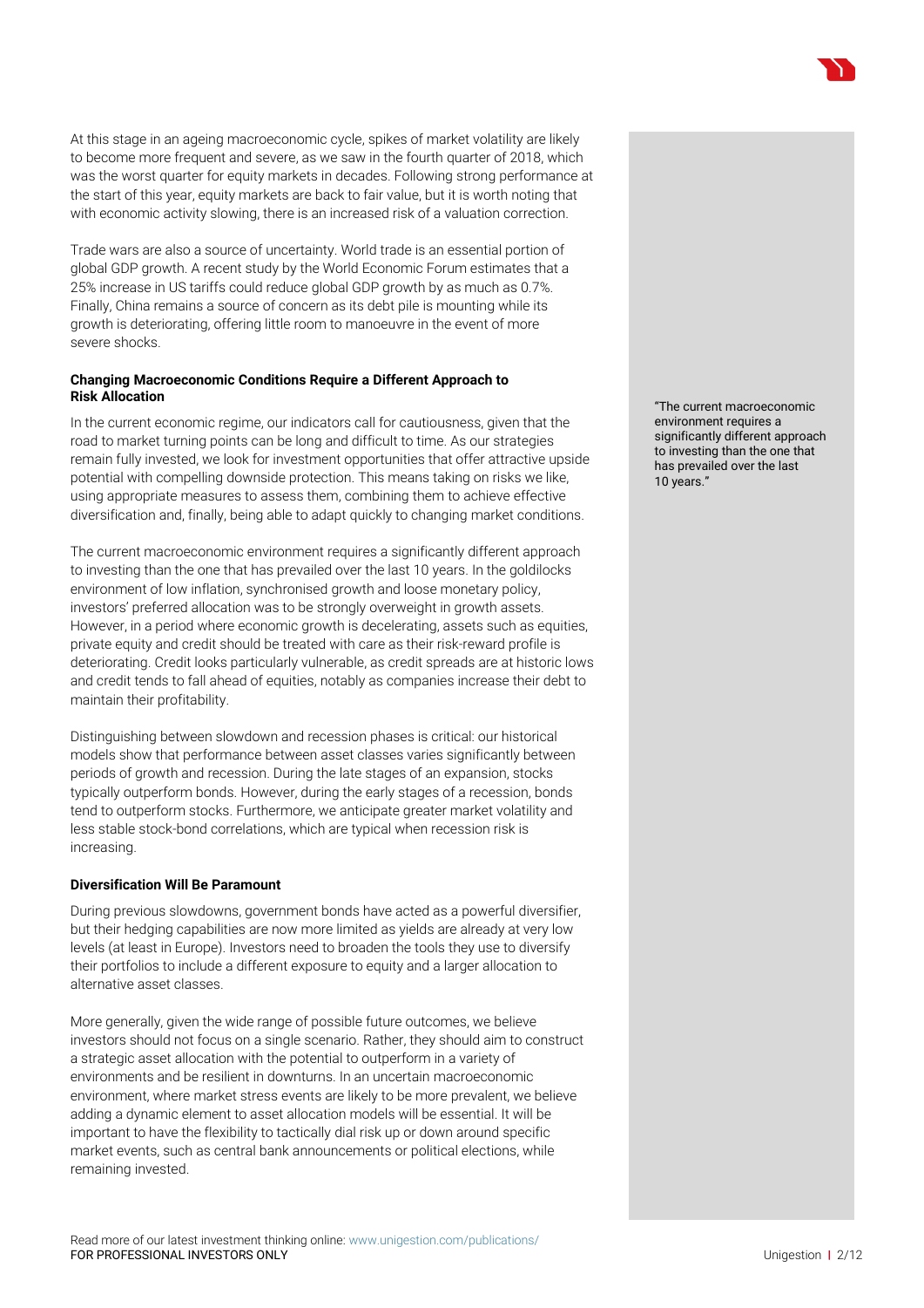At this stage in an ageing macroeconomic cycle, spikes of market volatility are likely to become more frequent and severe, as we saw in the fourth quarter of 2018, which was the worst quarter for equity markets in decades. Following strong performance at the start of this year, equity markets are back to fair value, but it is worth noting that with economic activity slowing, there is an increased risk of a valuation correction.

Trade wars are also a source of uncertainty. World trade is an essential portion of global GDP growth. A recent study by the World Economic Forum estimates that a 25% increase in US tariffs could reduce global GDP growth by as much as 0.7%. Finally, China remains a source of concern as its debt pile is mounting while its growth is deteriorating, offering little room to manoeuvre in the event of more severe shocks.

**Changing Macroeconomic Conditions Require a Different Approach to Risk Allocation**

In the current economic regime, our indicators call for cautiousness, given that the road to market turning points can be long and difficult to time. As our strategies remain fully invested, we look for investment opportunities that offer attractive upside potential with compelling downside protection. This means taking on risks we like, using appropriate measures to assess them, combining them to achieve effective diversification and, finally, being able to adapt quickly to changing market conditions.

> "The current macroeconomic environment requires a significantly different approach to investing than the one that has prevailed over the last 10 years."

The current macroeconomic environment requires a significantly different approach to investing than the one that has prevailed over the last 10 years. In the goldilocks environment of low inflation, synchronised growth and loose monetary policy, investors' preferred allocation was to be strongly overweight in growth assets. However, in a period where economic growth is decelerating, assets such as equities, private equity and credit should be treated with care as their risk-reward profile is deteriorating. Credit looks particularly vulnerable, as credit spreads are at historic lows and credit tends to fall ahead of equities, notably as companies increase their debt to maintain their profitability.

Distinguishing between slowdown and recession phases is critical: our historical models show that performance between asset classes varies significantly between periods of growth and recession. During the late stages of an expansion, stocks typically outperform bonds. However, during the early stages of a recession, bonds tend to outperform stocks. Furthermore, we anticipate greater market volatility and less stable stock-bond correlations, which are typical when recession risk is increasing.

**Diversification Will Be Paramount**

During previous slowdowns, government bonds have acted as a powerful diversifier, but their hedging capabilities are now more limited as yields are already at very low levels (at least in Europe). Investors need to broaden the tools they use to diversify their portfolios to include a different exposure to equity and a larger allocation to alternative asset classes.

More generally, given the wide range of possible future outcomes, we believe investors should not focus on a single scenario. Rather, they should aim to construct a strategic asset allocation with the potential to outperform in a variety of environments and be resilient in downturns. In an uncertain macroeconomic environment, where market stress events are likely to be more prevalent, we believe adding a dynamic element to asset allocation models will be essential. It will be important to have the flexibility to tactically dial risk up or down around specific market events, such as central bank announcements or political elections, while remaining invested.

Read more of our latest investment thinking online: www.unigestion.com/publications/
FOR PROFESSIONAL INVESTORS ONLY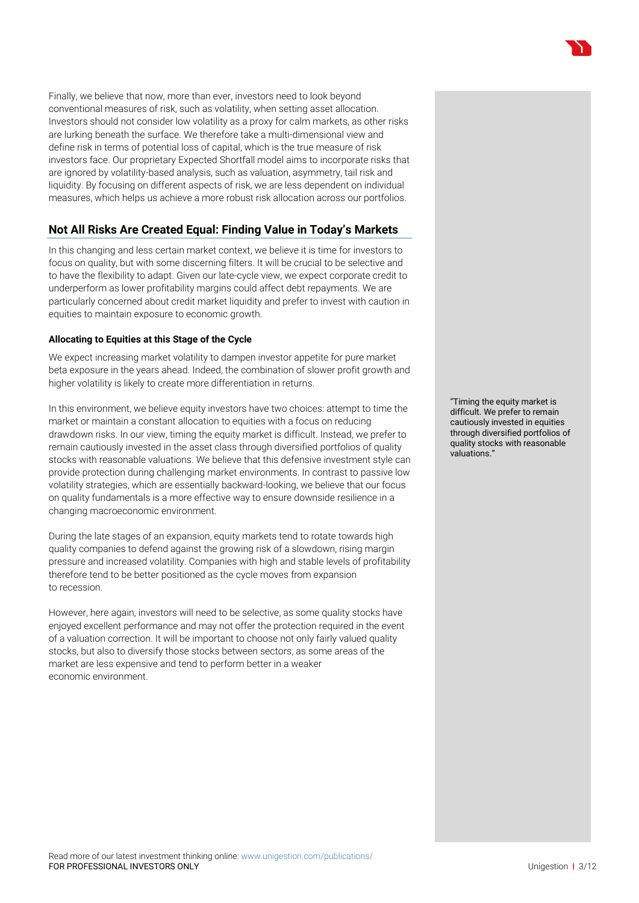Finally, we believe that now, more than ever, investors need to look beyond conventional measures of risk, such as volatility, when setting asset allocation. Investors should not consider low volatility as a proxy for calm markets, as other risks are lurking beneath the surface. We therefore take a multi-dimensional view and define risk in terms of potential loss of capital, which is the true measure of risk investors face. Our proprietary Expected Shortfall model aims to incorporate risks that are ignored by volatility-based analysis, such as valuation, asymmetry, tail risk and liquidity. By focusing on different aspects of risk, we are less dependent on individual measures, which helps us achieve a more robust risk allocation across our portfolios.

## Not All Risks Are Created Equal: Finding Value in Today's Markets

In this changing and less certain market context, we believe it is time for investors to focus on quality, but with some discerning filters. It will be crucial to be selective and to have the flexibility to adapt. Given our late-cycle view, we expect corporate credit to underperform as lower profitability margins could affect debt repayments. We are particularly concerned about credit market liquidity and prefer to invest with caution in equities to maintain exposure to economic growth.

### Allocating to Equities at this Stage of the Cycle

We expect increasing market volatility to dampen investor appetite for pure market beta exposure in the years ahead. Indeed, the combination of slower profit growth and higher volatility is likely to create more differentiation in returns.

In this environment, we believe equity investors have two choices: attempt to time the market or maintain a constant allocation to equities with a focus on reducing drawdown risks. In our view, timing the equity market is difficult. Instead, we prefer to remain cautiously invested in the asset class through diversified portfolios of quality stocks with reasonable valuations. We believe that this defensive investment style can provide protection during challenging market environments. In contrast to passive low volatility strategies, which are essentially backward-looking, we believe that our focus on quality fundamentals is a more effective way to ensure downside resilience in a changing macroeconomic environment.

> "Timing the equity market is difficult. We prefer to remain cautiously invested in equities through diversified portfolios of quality stocks with reasonable valuations."

During the late stages of an expansion, equity markets tend to rotate towards high quality companies to defend against the growing risk of a slowdown, rising margin pressure and increased volatility. Companies with high and stable levels of profitability therefore tend to be better positioned as the cycle moves from expansion to recession.

However, here again, investors will need to be selective, as some quality stocks have enjoyed excellent performance and may not offer the protection required in the event of a valuation correction. It will be important to choose not only fairly valued quality stocks, but also to diversify those stocks between sectors, as some areas of the market are less expensive and tend to perform better in a weaker economic environment.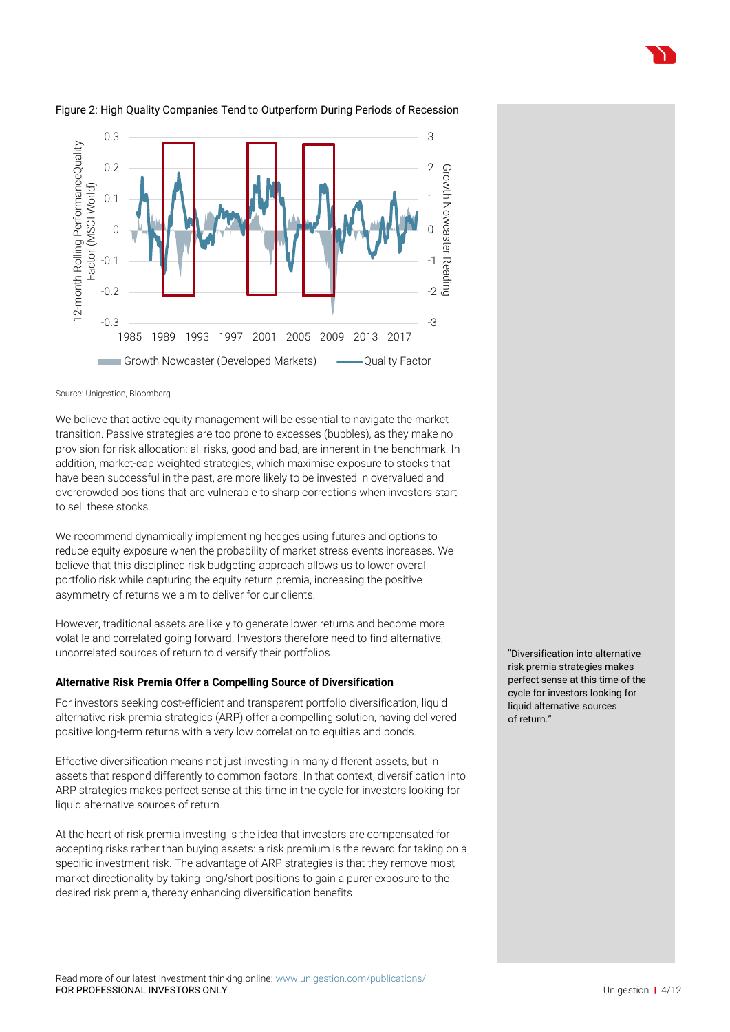Figure 2: High Quality Companies Tend to Outperform During Periods of Recession

Source: Unigestion, Bloomberg.

We believe that active equity management will be essential to navigate the market transition. Passive strategies are too prone to excesses (bubbles), as they make no provision for risk allocation: all risks, good and bad, are inherent in the benchmark. In addition, market-cap weighted strategies, which maximise exposure to stocks that have been successful in the past, are more likely to be invested in overvalued and overcrowded positions that are vulnerable to sharp corrections when investors start to sell these stocks.

We recommend dynamically implementing hedges using futures and options to reduce equity exposure when the probability of market stress events increases. We believe that this disciplined risk budgeting approach allows us to lower overall portfolio risk while capturing the equity return premia, increasing the positive asymmetry of returns we aim to deliver for our clients.

However, traditional assets are likely to generate lower returns and become more volatile and correlated going forward. Investors therefore need to find alternative, uncorrelated sources of return to diversify their portfolios.

**Alternative Risk Premia Offer a Compelling Source of Diversification**

For investors seeking cost-efficient and transparent portfolio diversification, liquid alternative risk premia strategies (ARP) offer a compelling solution, having delivered positive long-term returns with a very low correlation to equities and bonds.

Effective diversification means not just investing in many different assets, but in assets that respond differently to common factors. In that context, diversification into ARP strategies makes perfect sense at this time in the cycle for investors looking for liquid alternative sources of return.

At the heart of risk premia investing is the idea that investors are compensated for accepting risks rather than buying assets: a risk premium is the reward for taking on a specific investment risk. The advantage of ARP strategies is that they remove most market directionality by taking long/short positions to gain a purer exposure to the desired risk premia, thereby enhancing diversification benefits.

"Diversification into alternative risk premia strategies makes perfect sense at this time of the cycle for investors looking for liquid alternative sources of return."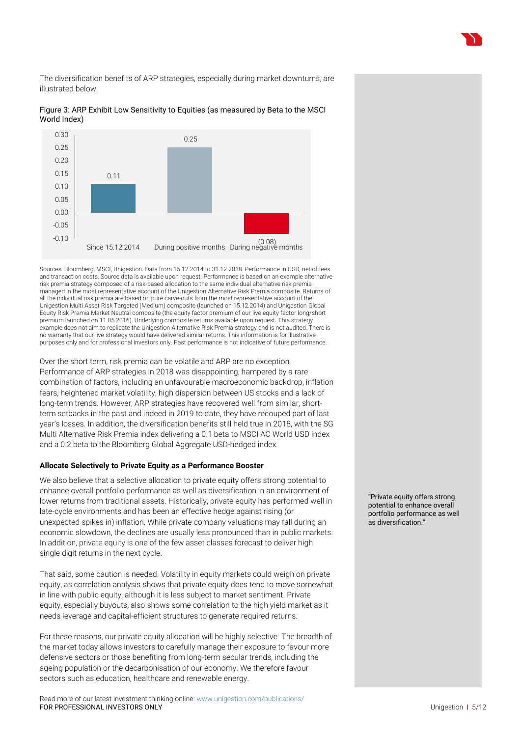The diversification benefits of ARP strategies, especially during market downturns, are illustrated below.

Figure 3: ARP Exhibit Low Sensitivity to Equities (as measured by Beta to the MSCI World Index)

| | Beta |
|---|---|
| Since 15.12.2014 | 0.11 |
| During positive months | 0.25 |
| During negative months | (0.08) |

Sources: Bloomberg, MSCI, Unigestion. Data from 15.12.2014 to 31.12.2018. Performance in USD, net of fees and transaction costs. Source data is available upon request. Performance is based on an example alternative risk premia strategy composed of a risk-based allocation to the same individual alternative risk premia managed in the most representative account of the Unigestion Alternative Risk Premia composite. Returns of all the individual risk premia are based on pure carve-outs from the most representative account of the Unigestion Multi Asset Risk Targeted (Medium) composite (launched on 15.12.2014) and Unigestion Global Equity Risk Premia Market Neutral composite (the equity factor premium of our live equity factor long/short premium launched on 11.05.2016). Underlying composite returns available upon request. This strategy example does not aim to replicate the Unigestion Alternative Risk Premia strategy and is not audited. There is no warranty that our live strategy would have delivered similar returns. This information is for illustrative purposes only and for professional investors only. Past performance is not indicative of future performance.

Over the short term, risk premia can be volatile and ARP are no exception. Performance of ARP strategies in 2018 was disappointing, hampered by a rare combination of factors, including an unfavourable macroeconomic backdrop, inflation fears, heightened market volatility, high dispersion between US stocks and a lack of long-term trends. However, ARP strategies have recovered well from similar, short-term setbacks in the past and indeed in 2019 to date, they have recouped part of last year's losses. In addition, the diversification benefits still held true in 2018, with the SG Multi Alternative Risk Premia index delivering a 0.1 beta to MSCI AC World USD index and a 0.2 beta to the Bloomberg Global Aggregate USD-hedged index.

**Allocate Selectively to Private Equity as a Performance Booster**

We also believe that a selective allocation to private equity offers strong potential to enhance overall portfolio performance as well as diversification in an environment of lower returns from traditional assets. Historically, private equity has performed well in late-cycle environments and has been an effective hedge against rising (or unexpected spikes in) inflation. While private company valuations may fall during an economic slowdown, the declines are usually less pronounced than in public markets. In addition, private equity is one of the few asset classes forecast to deliver high single digit returns in the next cycle.

"Private equity offers strong potential to enhance overall portfolio performance as well as diversification."

That said, some caution is needed. Volatility in equity markets could weigh on private equity, as correlation analysis shows that private equity does tend to move somewhat in line with public equity, although it is less subject to market sentiment. Private equity, especially buyouts, also shows some correlation to the high yield market as it needs leverage and capital-efficient structures to generate required returns.

For these reasons, our private equity allocation will be highly selective. The breadth of the market today allows investors to carefully manage their exposure to favour more defensive sectors or those benefiting from long-term secular trends, including the ageing population or the decarbonisation of our economy. We therefore favour sectors such as education, healthcare and renewable energy.

Read more of our latest investment thinking online: www.unigestion.com/publications/
FOR PROFESSIONAL INVESTORS ONLY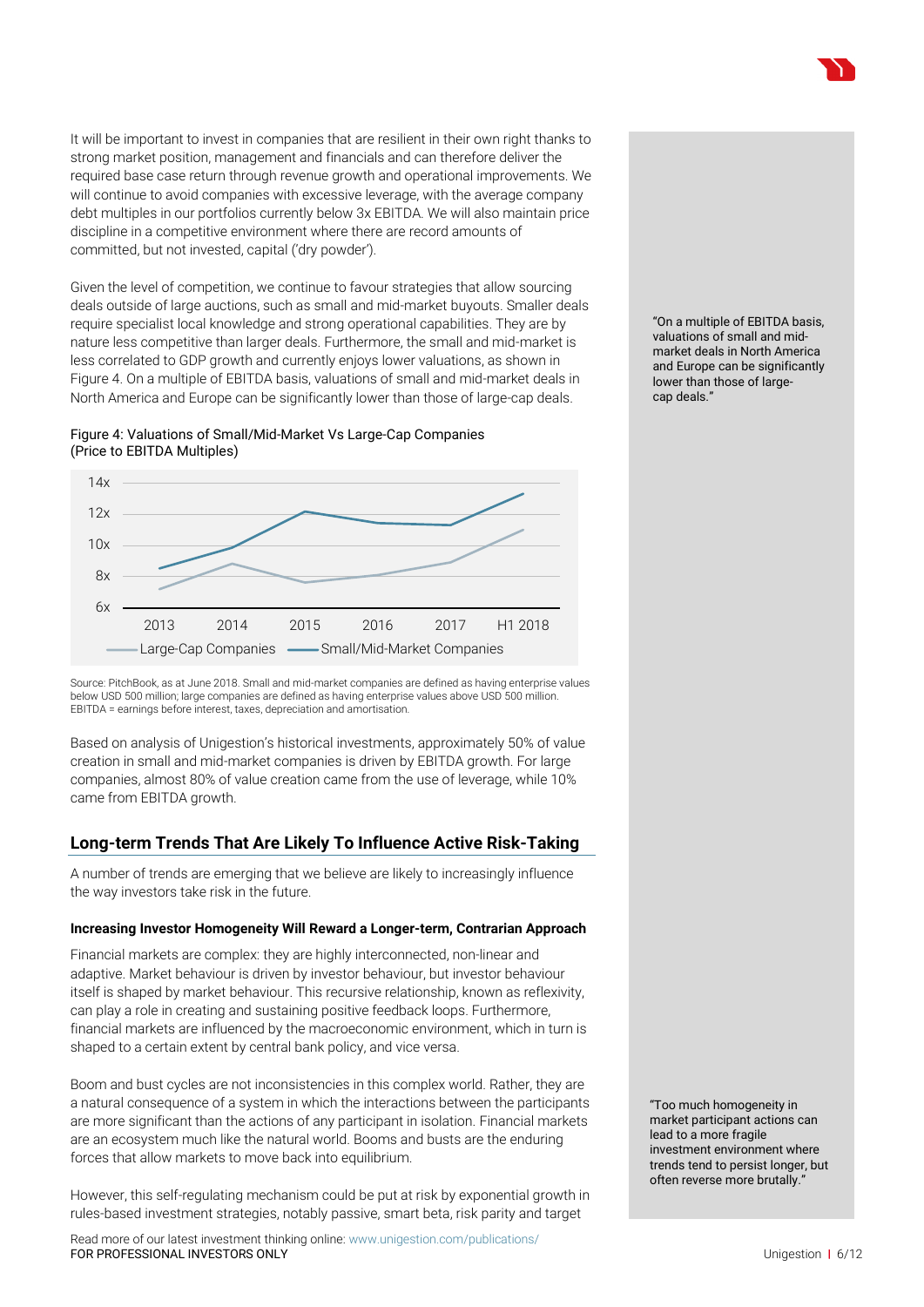It will be important to invest in companies that are resilient in their own right thanks to strong market position, management and financials and can therefore deliver the required base case return through revenue growth and operational improvements. We will continue to avoid companies with excessive leverage, with the average company debt multiples in our portfolios currently below 3x EBITDA. We will also maintain price discipline in a competitive environment where there are record amounts of committed, but not invested, capital ('dry powder').

Given the level of competition, we continue to favour strategies that allow sourcing deals outside of large auctions, such as small and mid-market buyouts. Smaller deals require specialist local knowledge and strong operational capabilities. They are by nature less competitive than larger deals. Furthermore, the small and mid-market is less correlated to GDP growth and currently enjoys lower valuations, as shown in Figure 4. On a multiple of EBITDA basis, valuations of small and mid-market deals in North America and Europe can be significantly lower than those of large-cap deals.

> "On a multiple of EBITDA basis, valuations of small and mid-market deals in North America and Europe can be significantly lower than those of large-cap deals."

Figure 4: Valuations of Small/Mid-Market Vs Large-Cap Companies (Price to EBITDA Multiples)

Source: PitchBook, as at June 2018. Small and mid-market companies are defined as having enterprise values below USD 500 million; large companies are defined as having enterprise values above USD 500 million. EBITDA = earnings before interest, taxes, depreciation and amortisation.

Based on analysis of Unigestion's historical investments, approximately 50% of value creation in small and mid-market companies is driven by EBITDA growth. For large companies, almost 80% of value creation came from the use of leverage, while 10% came from EBITDA growth.

## Long-term Trends That Are Likely To Influence Active Risk-Taking

A number of trends are emerging that we believe are likely to increasingly influence the way investors take risk in the future.

### Increasing Investor Homogeneity Will Reward a Longer-term, Contrarian Approach

Financial markets are complex: they are highly interconnected, non-linear and adaptive. Market behaviour is driven by investor behaviour, but investor behaviour itself is shaped by market behaviour. This recursive relationship, known as reflexivity, can play a role in creating and sustaining positive feedback loops. Furthermore, financial markets are influenced by the macroeconomic environment, which in turn is shaped to a certain extent by central bank policy, and vice versa.

Boom and bust cycles are not inconsistencies in this complex world. Rather, they are a natural consequence of a system in which the interactions between the participants are more significant than the actions of any participant in isolation. Financial markets are an ecosystem much like the natural world. Booms and busts are the enduring forces that allow markets to move back into equilibrium.

> "Too much homogeneity in market participant actions can lead to a more fragile investment environment where trends tend to persist longer, but often reverse more brutally."

However, this self-regulating mechanism could be put at risk by exponential growth in rules-based investment strategies, notably passive, smart beta, risk parity and target

Read more of our latest investment thinking online: www.unigestion.com/publications/
FOR PROFESSIONAL INVESTORS ONLY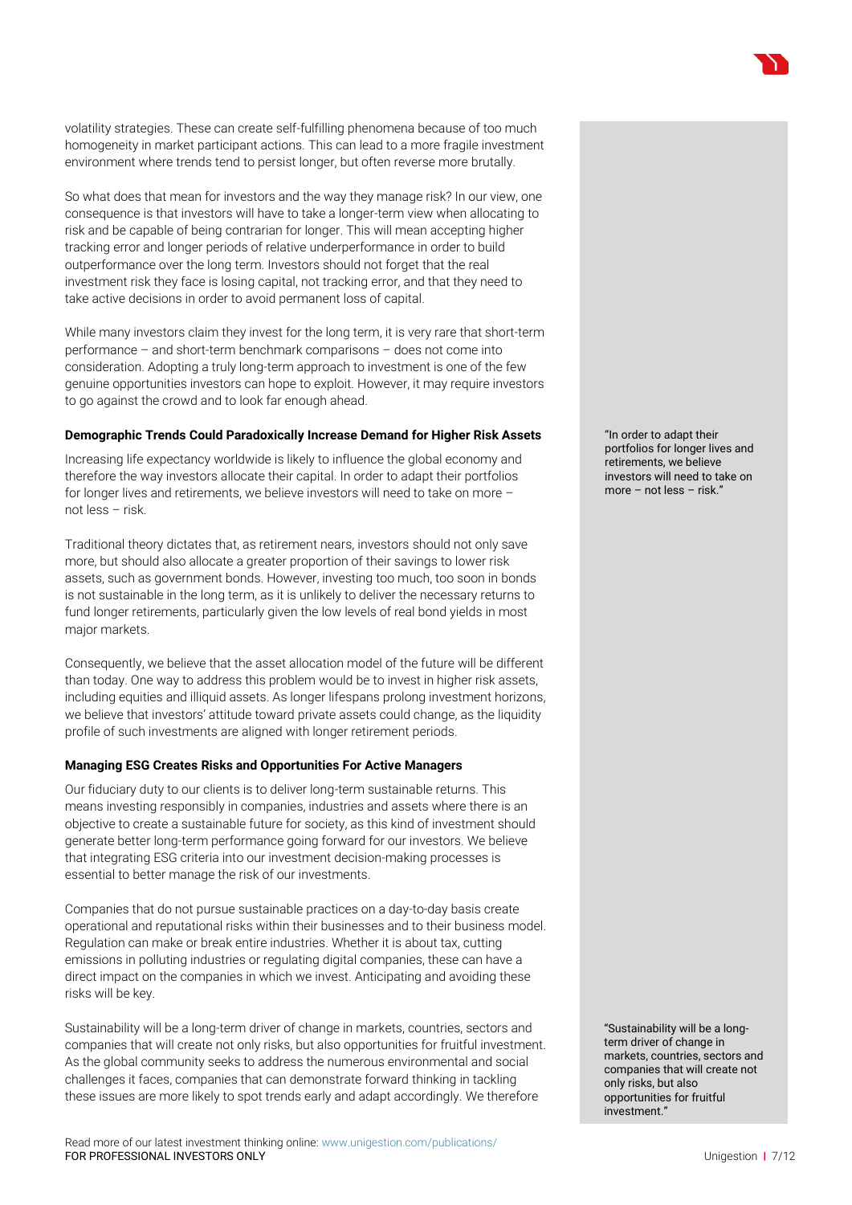volatility strategies. These can create self-fulfilling phenomena because of too much homogeneity in market participant actions. This can lead to a more fragile investment environment where trends tend to persist longer, but often reverse more brutally.

So what does that mean for investors and the way they manage risk? In our view, one consequence is that investors will have to take a longer-term view when allocating to risk and be capable of being contrarian for longer. This will mean accepting higher tracking error and longer periods of relative underperformance in order to build outperformance over the long term. Investors should not forget that the real investment risk they face is losing capital, not tracking error, and that they need to take active decisions in order to avoid permanent loss of capital.

While many investors claim they invest for the long term, it is very rare that short-term performance – and short-term benchmark comparisons – does not come into consideration. Adopting a truly long-term approach to investment is one of the few genuine opportunities investors can hope to exploit. However, it may require investors to go against the crowd and to look far enough ahead.

**Demographic Trends Could Paradoxically Increase Demand for Higher Risk Assets**

Increasing life expectancy worldwide is likely to influence the global economy and therefore the way investors allocate their capital. In order to adapt their portfolios for longer lives and retirements, we believe investors will need to take on more – not less – risk.

> "In order to adapt their portfolios for longer lives and retirements, we believe investors will need to take on more – not less – risk."

Traditional theory dictates that, as retirement nears, investors should not only save more, but should also allocate a greater proportion of their savings to lower risk assets, such as government bonds. However, investing too much, too soon in bonds is not sustainable in the long term, as it is unlikely to deliver the necessary returns to fund longer retirements, particularly given the low levels of real bond yields in most major markets.

Consequently, we believe that the asset allocation model of the future will be different than today. One way to address this problem would be to invest in higher risk assets, including equities and illiquid assets. As longer lifespans prolong investment horizons, we believe that investors' attitude toward private assets could change, as the liquidity profile of such investments are aligned with longer retirement periods.

**Managing ESG Creates Risks and Opportunities For Active Managers**

Our fiduciary duty to our clients is to deliver long-term sustainable returns. This means investing responsibly in companies, industries and assets where there is an objective to create a sustainable future for society, as this kind of investment should generate better long-term performance going forward for our investors. We believe that integrating ESG criteria into our investment decision-making processes is essential to better manage the risk of our investments.

Companies that do not pursue sustainable practices on a day-to-day basis create operational and reputational risks within their businesses and to their business model. Regulation can make or break entire industries. Whether it is about tax, cutting emissions in polluting industries or regulating digital companies, these can have a direct impact on the companies in which we invest. Anticipating and avoiding these risks will be key.

Sustainability will be a long-term driver of change in markets, countries, sectors and companies that will create not only risks, but also opportunities for fruitful investment. As the global community seeks to address the numerous environmental and social challenges it faces, companies that can demonstrate forward thinking in tackling these issues are more likely to spot trends early and adapt accordingly. We therefore

> "Sustainability will be a long-term driver of change in markets, countries, sectors and companies that will create not only risks, but also opportunities for fruitful investment."

Read more of our latest investment thinking online: www.unigestion.com/publications/
FOR PROFESSIONAL INVESTORS ONLY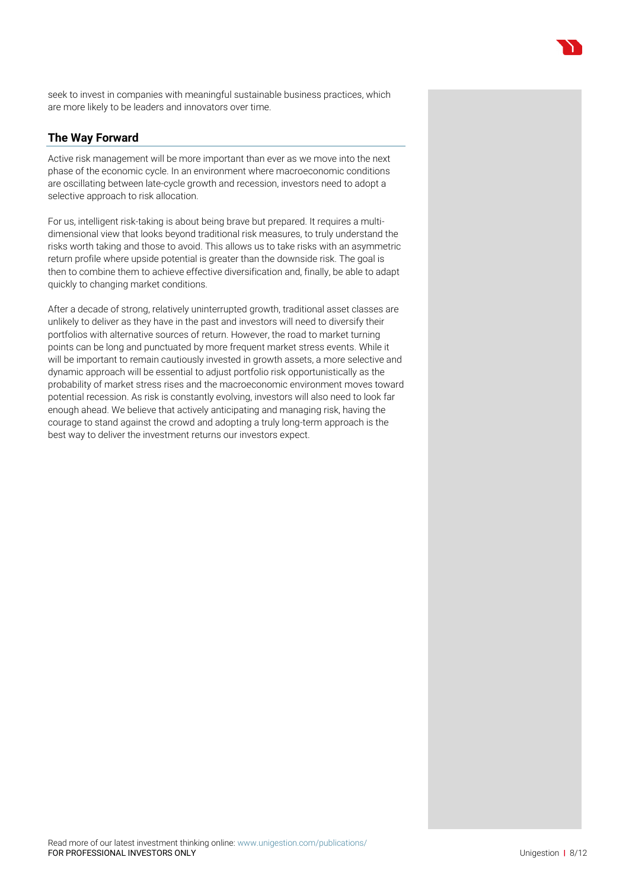seek to invest in companies with meaningful sustainable business practices, which are more likely to be leaders and innovators over time.

## The Way Forward

Active risk management will be more important than ever as we move into the next phase of the economic cycle. In an environment where macroeconomic conditions are oscillating between late-cycle growth and recession, investors need to adopt a selective approach to risk allocation.

For us, intelligent risk-taking is about being brave but prepared. It requires a multi-dimensional view that looks beyond traditional risk measures, to truly understand the risks worth taking and those to avoid. This allows us to take risks with an asymmetric return profile where upside potential is greater than the downside risk. The goal is then to combine them to achieve effective diversification and, finally, be able to adapt quickly to changing market conditions.

After a decade of strong, relatively uninterrupted growth, traditional asset classes are unlikely to deliver as they have in the past and investors will need to diversify their portfolios with alternative sources of return. However, the road to market turning points can be long and punctuated by more frequent market stress events. While it will be important to remain cautiously invested in growth assets, a more selective and dynamic approach will be essential to adjust portfolio risk opportunistically as the probability of market stress rises and the macroeconomic environment moves toward potential recession. As risk is constantly evolving, investors will also need to look far enough ahead. We believe that actively anticipating and managing risk, having the courage to stand against the crowd and adopting a truly long-term approach is the best way to deliver the investment returns our investors expect.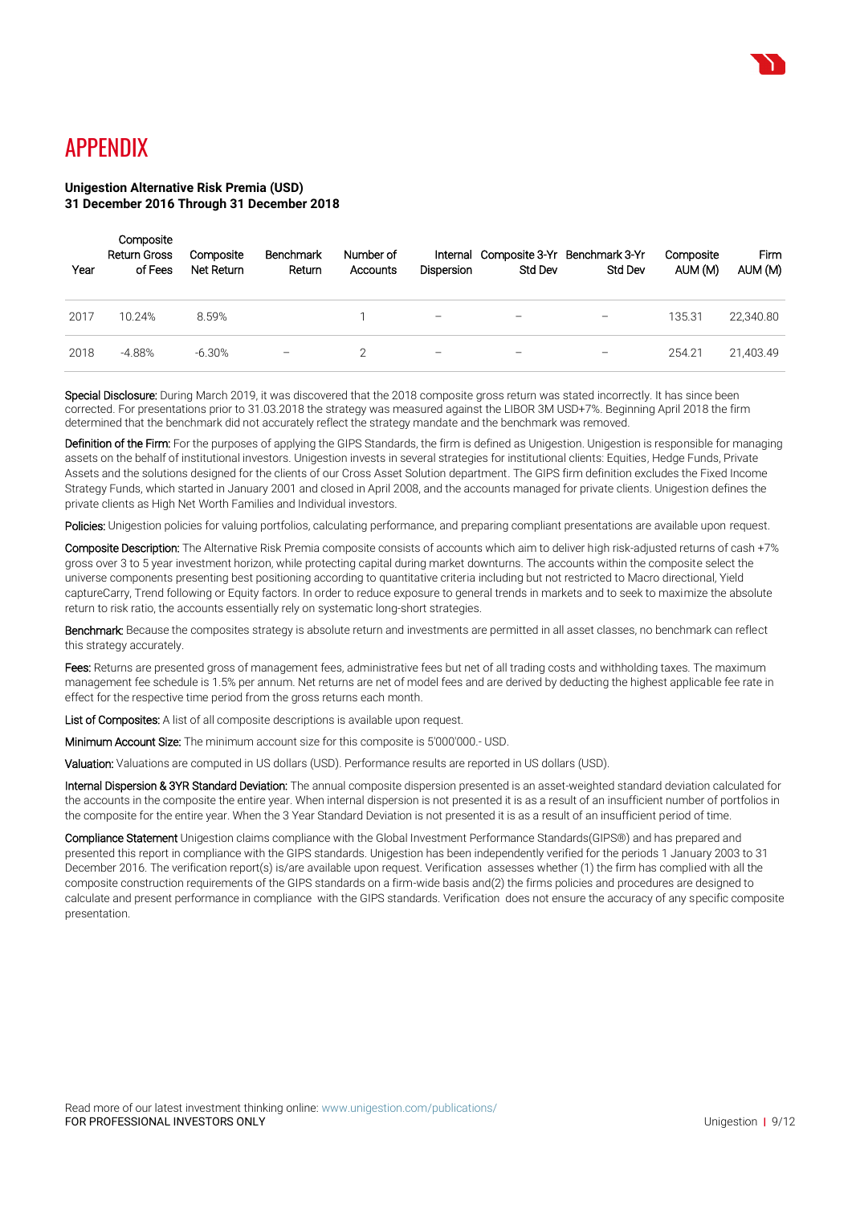// APPENDIX

**Unigestion Alternative Risk Premia (USD)**
**31 December 2016 Through 31 December 2018**

| Year | Composite Return Gross of Fees | Composite Net Return | Benchmark Return | Number of Accounts | Internal Dispersion | Composite 3-Yr Std Dev | Benchmark 3-Yr Std Dev | Composite AUM (M) | Firm AUM (M) |
|---|---|---|---|---|---|---|---|---|---|
| 2017 | 10.24% | 8.59% | | 1 | – | – | – | 135.31 | 22,340.80 |
| 2018 | -4.88% | -6.30% | – | 2 | – | – | – | 254.21 | 21,403.49 |

**Special Disclosure:** During March 2019, it was discovered that the 2018 composite gross return was stated incorrectly. It has since been corrected. For presentations prior to 31.03.2018 the strategy was measured against the LIBOR 3M USD+7%. Beginning April 2018 the firm determined that the benchmark did not accurately reflect the strategy mandate and the benchmark was removed.

**Definition of the Firm:** For the purposes of applying the GIPS Standards, the firm is defined as Unigestion. Unigestion is responsible for managing assets on the behalf of institutional investors. Unigestion invests in several strategies for institutional clients: Equities, Hedge Funds, Private Assets and the solutions designed for the clients of our Cross Asset Solution department. The GIPS firm definition excludes the Fixed Income Strategy Funds, which started in January 2001 and closed in April 2008, and the accounts managed for private clients. Unigestion defines the private clients as High Net Worth Families and Individual investors.

**Policies:** Unigestion policies for valuing portfolios, calculating performance, and preparing compliant presentations are available upon request.

**Composite Description:** The Alternative Risk Premia composite consists of accounts which aim to deliver high risk-adjusted returns of cash +7% gross over 3 to 5 year investment horizon, while protecting capital during market downturns. The accounts within the composite select the universe components presenting best positioning according to quantitative criteria including but not restricted to Macro directional, Yield captureCarry, Trend following or Equity factors. In order to reduce exposure to general trends in markets and to seek to maximize the absolute return to risk ratio, the accounts essentially rely on systematic long-short strategies.

**Benchmark:** Because the composites strategy is absolute return and investments are permitted in all asset classes, no benchmark can reflect this strategy accurately.

**Fees:** Returns are presented gross of management fees, administrative fees but net of all trading costs and withholding taxes. The maximum management fee schedule is 1.5% per annum. Net returns are net of model fees and are derived by deducting the highest applicable fee rate in effect for the respective time period from the gross returns each month.

**List of Composites:** A list of all composite descriptions is available upon request.

**Minimum Account Size:** The minimum account size for this composite is 5'000'000.- USD.

**Valuation:** Valuations are computed in US dollars (USD). Performance results are reported in US dollars (USD).

**Internal Dispersion & 3YR Standard Deviation:** The annual composite dispersion presented is an asset-weighted standard deviation calculated for the accounts in the composite the entire year. When internal dispersion is not presented it is as a result of an insufficient number of portfolios in the composite for the entire year. When the 3 Year Standard Deviation is not presented it is as a result of an insufficient period of time.

**Compliance Statement** Unigestion claims compliance with the Global Investment Performance Standards(GIPS®) and has prepared and presented this report in compliance with the GIPS standards. Unigestion has been independently verified for the periods 1 January 2003 to 31 December 2016. The verification report(s) is/are available upon request. Verification assesses whether (1) the firm has complied with all the composite construction requirements of the GIPS standards on a firm-wide basis and(2) the firms policies and procedures are designed to calculate and present performance in compliance with the GIPS standards. Verification does not ensure the accuracy of any specific composite presentation.

Read more of our latest investment thinking online: www.unigestion.com/publications/
FOR PROFESSIONAL INVESTORS ONLY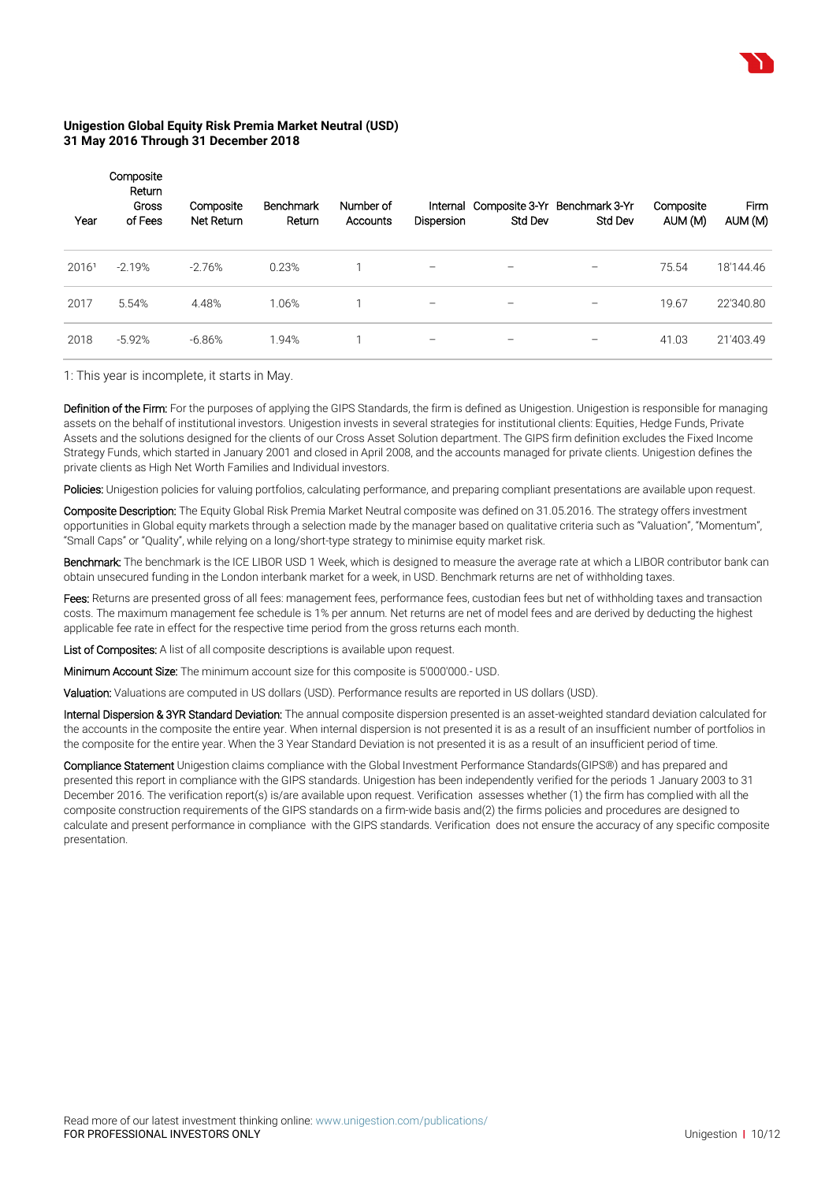**Unigestion Global Equity Risk Premia Market Neutral (USD)**
**31 May 2016 Through 31 December 2018**

| Year | Composite Return Gross of Fees | Composite Net Return | Benchmark Return | Number of Accounts | Internal Dispersion | Composite 3-Yr Std Dev | Benchmark 3-Yr Std Dev | Composite AUM (M) | Firm AUM (M) |
|---|---|---|---|---|---|---|---|---|---|
| 2016[1] | -2.19% | -2.76% | 0.23% | 1 | – | – | – | 75.54 | 18'144.46 |
| 2017 | 5.54% | 4.48% | 1.06% | 1 | – | – | – | 19.67 | 22'340.80 |
| 2018 | -5.92% | -6.86% | 1.94% | 1 | – | – | – | 41.03 | 21'403.49 |

1: This year is incomplete, it starts in May.

**Definition of the Firm:** For the purposes of applying the GIPS Standards, the firm is defined as Unigestion. Unigestion is responsible for managing assets on the behalf of institutional investors. Unigestion invests in several strategies for institutional clients: Equities, Hedge Funds, Private Assets and the solutions designed for the clients of our Cross Asset Solution department. The GIPS firm definition excludes the Fixed Income Strategy Funds, which started in January 2001 and closed in April 2008, and the accounts managed for private clients. Unigestion defines the private clients as High Net Worth Families and Individual investors.

**Policies:** Unigestion policies for valuing portfolios, calculating performance, and preparing compliant presentations are available upon request.

**Composite Description:** The Equity Global Risk Premia Market Neutral composite was defined on 31.05.2016. The strategy offers investment opportunities in Global equity markets through a selection made by the manager based on qualitative criteria such as "Valuation", "Momentum", "Small Caps" or "Quality", while relying on a long/short-type strategy to minimise equity market risk.

**Benchmark:** The benchmark is the ICE LIBOR USD 1 Week, which is designed to measure the average rate at which a LIBOR contributor bank can obtain unsecured funding in the London interbank market for a week, in USD. Benchmark returns are net of withholding taxes.

**Fees:** Returns are presented gross of all fees: management fees, performance fees, custodian fees but net of withholding taxes and transaction costs. The maximum management fee schedule is 1% per annum. Net returns are net of model fees and are derived by deducting the highest applicable fee rate in effect for the respective time period from the gross returns each month.

**List of Composites:** A list of all composite descriptions is available upon request.

**Minimum Account Size:** The minimum account size for this composite is 5'000'000.- USD.

**Valuation:** Valuations are computed in US dollars (USD). Performance results are reported in US dollars (USD).

**Internal Dispersion & 3YR Standard Deviation:** The annual composite dispersion presented is an asset-weighted standard deviation calculated for the accounts in the composite the entire year. When internal dispersion is not presented it is as a result of an insufficient number of portfolios in the composite for the entire year. When the 3 Year Standard Deviation is not presented it is as a result of an insufficient period of time.

**Compliance Statement** Unigestion claims compliance with the Global Investment Performance Standards(GIPS®) and has prepared and presented this report in compliance with the GIPS standards. Unigestion has been independently verified for the periods 1 January 2003 to 31 December 2016. The verification report(s) is/are available upon request. Verification assesses whether (1) the firm has complied with all the composite construction requirements of the GIPS standards on a firm-wide basis and(2) the firms policies and procedures are designed to calculate and present performance in compliance with the GIPS standards. Verification does not ensure the accuracy of any specific composite presentation.

Read more of our latest investment thinking online: www.unigestion.com/publications/
FOR PROFESSIONAL INVESTORS ONLY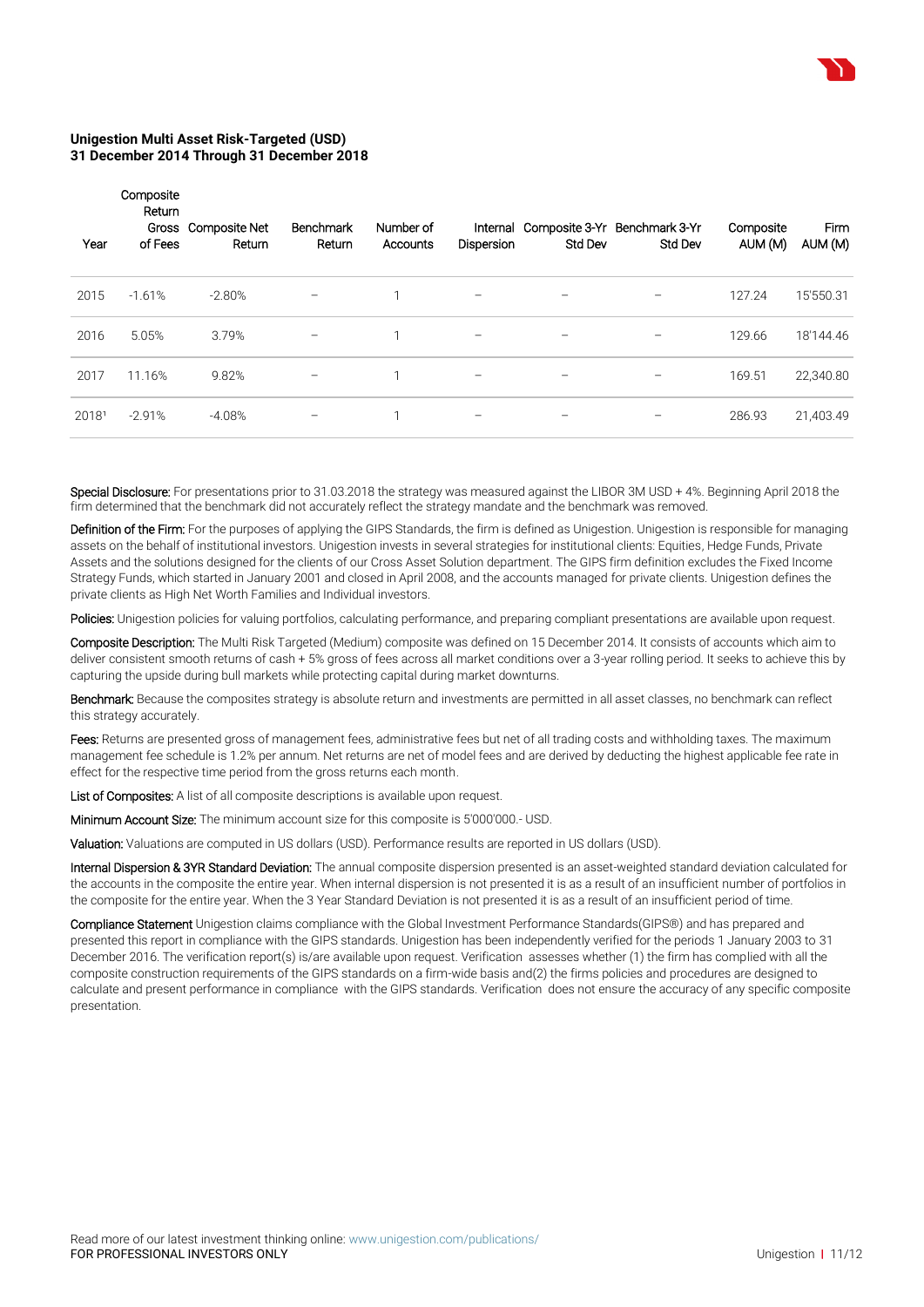**Unigestion Multi Asset Risk-Targeted (USD)**
**31 December 2014 Through 31 December 2018**

| Year | Composite Return Gross of Fees | Composite Net Return | Benchmark Return | Number of Accounts | Internal Dispersion | Composite 3-Yr Std Dev | Benchmark 3-Yr Std Dev | Composite AUM (M) | Firm AUM (M) |
|---|---|---|---|---|---|---|---|---|---|
| 2015 | -1.61% | -2.80% | – | 1 | – | – | – | 127.24 | 15'550.31 |
| 2016 | 5.05% | 3.79% | – | 1 | – | – | – | 129.66 | 18'144.46 |
| 2017 | 11.16% | 9.82% | – | 1 | – | – | – | 169.51 | 22,340.80 |
| 2018[1] | -2.91% | -4.08% | – | 1 | – | – | – | 286.93 | 21,403.49 |

**Special Disclosure:** For presentations prior to 31.03.2018 the strategy was measured against the LIBOR 3M USD + 4%. Beginning April 2018 the firm determined that the benchmark did not accurately reflect the strategy mandate and the benchmark was removed.

**Definition of the Firm:** For the purposes of applying the GIPS Standards, the firm is defined as Unigestion. Unigestion is responsible for managing assets on the behalf of institutional investors. Unigestion invests in several strategies for institutional clients: Equities, Hedge Funds, Private Assets and the solutions designed for the clients of our Cross Asset Solution department. The GIPS firm definition excludes the Fixed Income Strategy Funds, which started in January 2001 and closed in April 2008, and the accounts managed for private clients. Unigestion defines the private clients as High Net Worth Families and Individual investors.

**Policies:** Unigestion policies for valuing portfolios, calculating performance, and preparing compliant presentations are available upon request.

**Composite Description:** The Multi Risk Targeted (Medium) composite was defined on 15 December 2014. It consists of accounts which aim to deliver consistent smooth returns of cash + 5% gross of fees across all market conditions over a 3-year rolling period. It seeks to achieve this by capturing the upside during bull markets while protecting capital during market downturns.

**Benchmark:** Because the composites strategy is absolute return and investments are permitted in all asset classes, no benchmark can reflect this strategy accurately.

**Fees:** Returns are presented gross of management fees, administrative fees but net of all trading costs and withholding taxes. The maximum management fee schedule is 1.2% per annum. Net returns are net of model fees and are derived by deducting the highest applicable fee rate in effect for the respective time period from the gross returns each month.

**List of Composites:** A list of all composite descriptions is available upon request.

**Minimum Account Size:** The minimum account size for this composite is 5'000'000.- USD.

**Valuation:** Valuations are computed in US dollars (USD). Performance results are reported in US dollars (USD).

**Internal Dispersion & 3YR Standard Deviation:** The annual composite dispersion presented is an asset-weighted standard deviation calculated for the accounts in the composite the entire year. When internal dispersion is not presented it is as a result of an insufficient number of portfolios in the composite for the entire year. When the 3 Year Standard Deviation is not presented it is as a result of an insufficient period of time.

**Compliance Statement** Unigestion claims compliance with the Global Investment Performance Standards(GIPS®) and has prepared and presented this report in compliance with the GIPS standards. Unigestion has been independently verified for the periods 1 January 2003 to 31 December 2016. The verification report(s) is/are available upon request. Verification assesses whether (1) the firm has complied with all the composite construction requirements of the GIPS standards on a firm-wide basis and(2) the firms policies and procedures are designed to calculate and present performance in compliance with the GIPS standards. Verification does not ensure the accuracy of any specific composite presentation.

Read more of our latest investment thinking online: www.unigestion.com/publications/
FOR PROFESSIONAL INVESTORS ONLY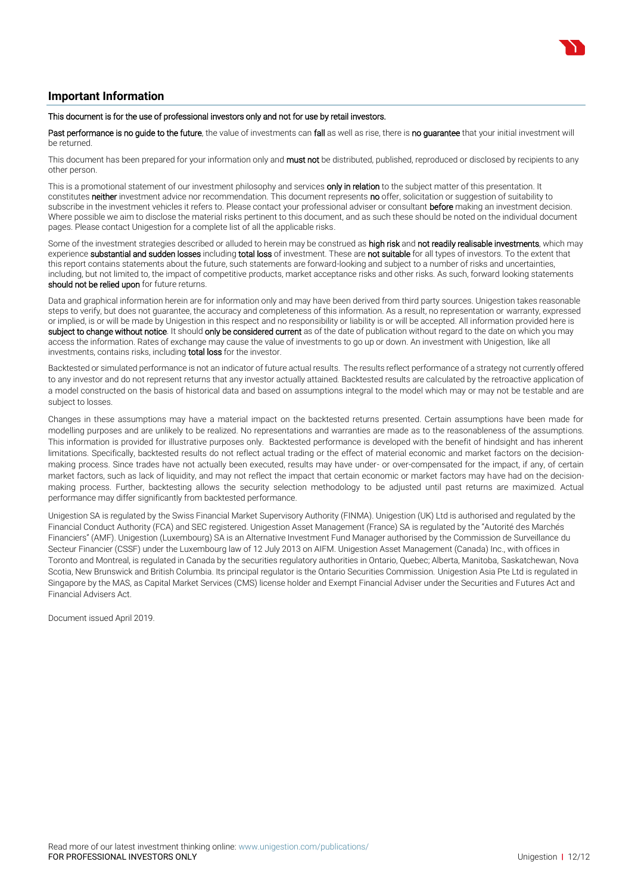## Important Information

**This document is for the use of professional investors only and not for use by retail investors.**

**Past performance is no guide to the future**, the value of investments can **fall** as well as rise, there is **no guarantee** that your initial investment will be returned.

This document has been prepared for your information only and **must not** be distributed, published, reproduced or disclosed by recipients to any other person.

This is a promotional statement of our investment philosophy and services **only in relation** to the subject matter of this presentation. It constitutes **neither** investment advice nor recommendation. This document represents **no** offer, solicitation or suggestion of suitability to subscribe in the investment vehicles it refers to. Please contact your professional adviser or consultant **before** making an investment decision. Where possible we aim to disclose the material risks pertinent to this document, and as such these should be noted on the individual document pages. Please contact Unigestion for a complete list of all the applicable risks.

Some of the investment strategies described or alluded to herein may be construed as **high risk** and **not readily realisable investments**, which may experience **substantial and sudden losses** including **total loss** of investment. These are **not suitable** for all types of investors. To the extent that this report contains statements about the future, such statements are forward-looking and subject to a number of risks and uncertainties, including, but not limited to, the impact of competitive products, market acceptance risks and other risks. As such, forward looking statements **should not be relied upon** for future returns.

Data and graphical information herein are for information only and may have been derived from third party sources. Unigestion takes reasonable steps to verify, but does not guarantee, the accuracy and completeness of this information. As a result, no representation or warranty, expressed or implied, is or will be made by Unigestion in this respect and no responsibility or liability is or will be accepted. All information provided here is **subject to change without notice**. It should **only be considered current** as of the date of publication without regard to the date on which you may access the information. Rates of exchange may cause the value of investments to go up or down. An investment with Unigestion, like all investments, contains risks, including **total loss** for the investor.

Backtested or simulated performance is not an indicator of future actual results. The results reflect performance of a strategy not currently offered to any investor and do not represent returns that any investor actually attained. Backtested results are calculated by the retroactive application of a model constructed on the basis of historical data and based on assumptions integral to the model which may or may not be testable and are subject to losses.

Changes in these assumptions may have a material impact on the backtested returns presented. Certain assumptions have been made for modelling purposes and are unlikely to be realized. No representations and warranties are made as to the reasonableness of the assumptions. This information is provided for illustrative purposes only. Backtested performance is developed with the benefit of hindsight and has inherent limitations. Specifically, backtested results do not reflect actual trading or the effect of material economic and market factors on the decision-making process. Since trades have not actually been executed, results may have under- or over-compensated for the impact, if any, of certain market factors, such as lack of liquidity, and may not reflect the impact that certain economic or market factors may have had on the decision-making process. Further, backtesting allows the security selection methodology to be adjusted until past returns are maximized. Actual performance may differ significantly from backtested performance.

Unigestion SA is regulated by the Swiss Financial Market Supervisory Authority (FINMA). Unigestion (UK) Ltd is authorised and regulated by the Financial Conduct Authority (FCA) and SEC registered. Unigestion Asset Management (France) SA is regulated by the "Autorité des Marchés Financiers" (AMF). Unigestion (Luxembourg) SA is an Alternative Investment Fund Manager authorised by the Commission de Surveillance du Secteur Financier (CSSF) under the Luxembourg law of 12 July 2013 on AIFM. Unigestion Asset Management (Canada) Inc., with offices in Toronto and Montreal, is regulated in Canada by the securities regulatory authorities in Ontario, Quebec; Alberta, Manitoba, Saskatchewan, Nova Scotia, New Brunswick and British Columbia. Its principal regulator is the Ontario Securities Commission. Unigestion Asia Pte Ltd is regulated in Singapore by the MAS, as Capital Market Services (CMS) license holder and Exempt Financial Adviser under the Securities and Futures Act and Financial Advisers Act.

Document issued April 2019.